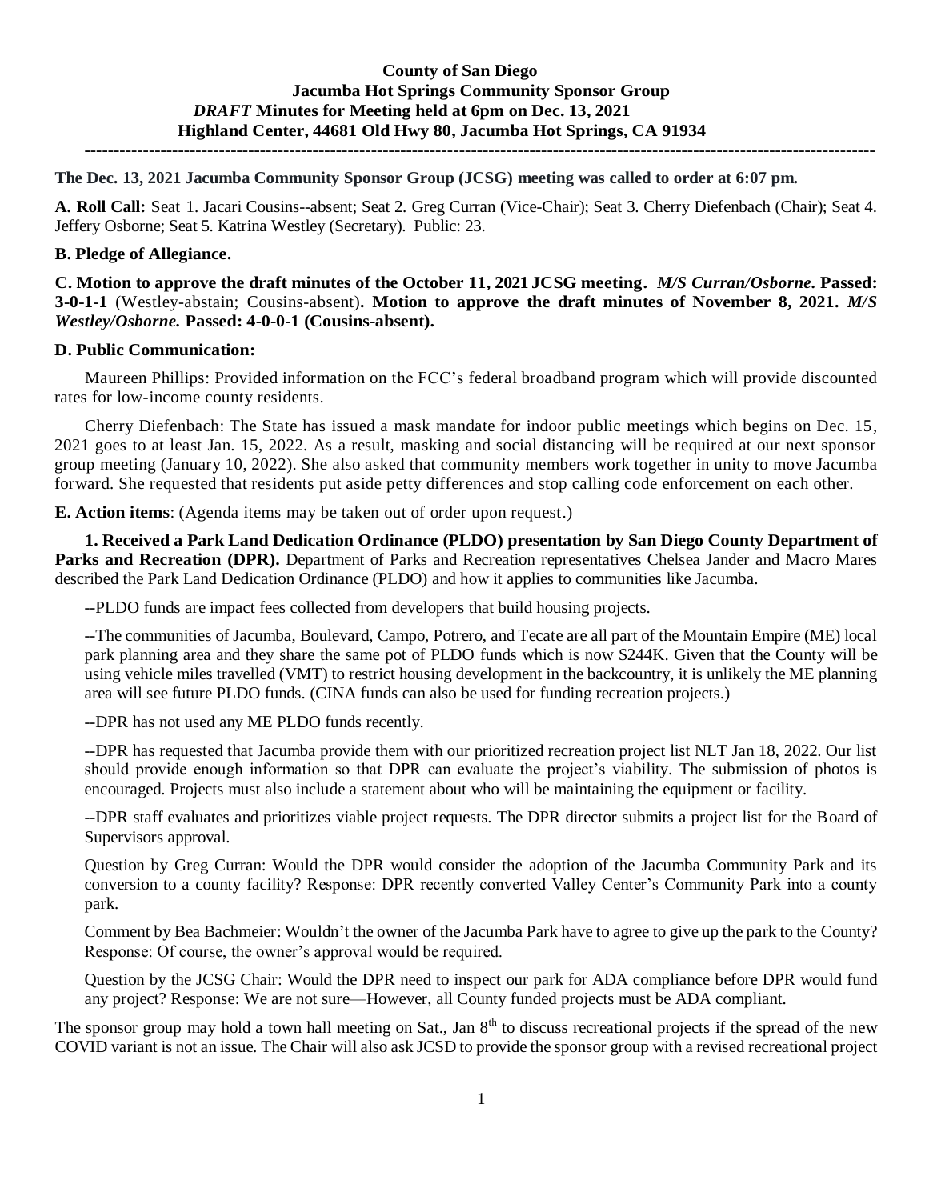**County of San Diego**
**Jacumba Hot Springs Community Sponsor Group**
***DRAFT* Minutes for Meeting held at 6pm on Dec. 13, 2021**
**Highland Center, 44681 Old Hwy 80, Jacumba Hot Springs, CA 91934**

---

**The Dec. 13, 2021 Jacumba Community Sponsor Group (JCSG) meeting was called to order at 6:07 pm.**

**A. Roll Call:** Seat 1. Jacari Cousins--absent; Seat 2. Greg Curran (Vice-Chair); Seat 3. Cherry Diefenbach (Chair); Seat 4. Jeffery Osborne; Seat 5. Katrina Westley (Secretary). Public: 23.

**B. Pledge of Allegiance.**

**C. Motion to approve the draft minutes of the October 11, 2021 JCSG meeting.** ***M/S Curran/Osborne*. Passed: 3-0-1-1** (Westley-abstain; Cousins-absent)**. Motion to approve the draft minutes of November 8, 2021.** ***M/S Westley/Osborne.*** **Passed: 4-0-0-1 (Cousins-absent).**

**D. Public Communication:**

Maureen Phillips: Provided information on the FCC's federal broadband program which will provide discounted rates for low-income county residents.

Cherry Diefenbach: The State has issued a mask mandate for indoor public meetings which begins on Dec. 15, 2021 goes to at least Jan. 15, 2022. As a result, masking and social distancing will be required at our next sponsor group meeting (January 10, 2022). She also asked that community members work together in unity to move Jacumba forward. She requested that residents put aside petty differences and stop calling code enforcement on each other.

**E. Action items**: (Agenda items may be taken out of order upon request.)

**1. Received a Park Land Dedication Ordinance (PLDO) presentation by San Diego County Department of Parks and Recreation (DPR).** Department of Parks and Recreation representatives Chelsea Jander and Macro Mares described the Park Land Dedication Ordinance (PLDO) and how it applies to communities like Jacumba.

--PLDO funds are impact fees collected from developers that build housing projects.

--The communities of Jacumba, Boulevard, Campo, Potrero, and Tecate are all part of the Mountain Empire (ME) local park planning area and they share the same pot of PLDO funds which is now $244K. Given that the County will be using vehicle miles travelled (VMT) to restrict housing development in the backcountry, it is unlikely the ME planning area will see future PLDO funds. (CINA funds can also be used for funding recreation projects.)

--DPR has not used any ME PLDO funds recently.

--DPR has requested that Jacumba provide them with our prioritized recreation project list NLT Jan 18, 2022. Our list should provide enough information so that DPR can evaluate the project's viability. The submission of photos is encouraged. Projects must also include a statement about who will be maintaining the equipment or facility.

--DPR staff evaluates and prioritizes viable project requests. The DPR director submits a project list for the Board of Supervisors approval.

Question by Greg Curran: Would the DPR would consider the adoption of the Jacumba Community Park and its conversion to a county facility? Response: DPR recently converted Valley Center's Community Park into a county park.

Comment by Bea Bachmeier: Wouldn't the owner of the Jacumba Park have to agree to give up the park to the County? Response: Of course, the owner's approval would be required.

Question by the JCSG Chair: Would the DPR need to inspect our park for ADA compliance before DPR would fund any project? Response: We are not sure—However, all County funded projects must be ADA compliant.

The sponsor group may hold a town hall meeting on Sat., Jan 8th to discuss recreational projects if the spread of the new COVID variant is not an issue. The Chair will also ask JCSD to provide the sponsor group with a revised recreational project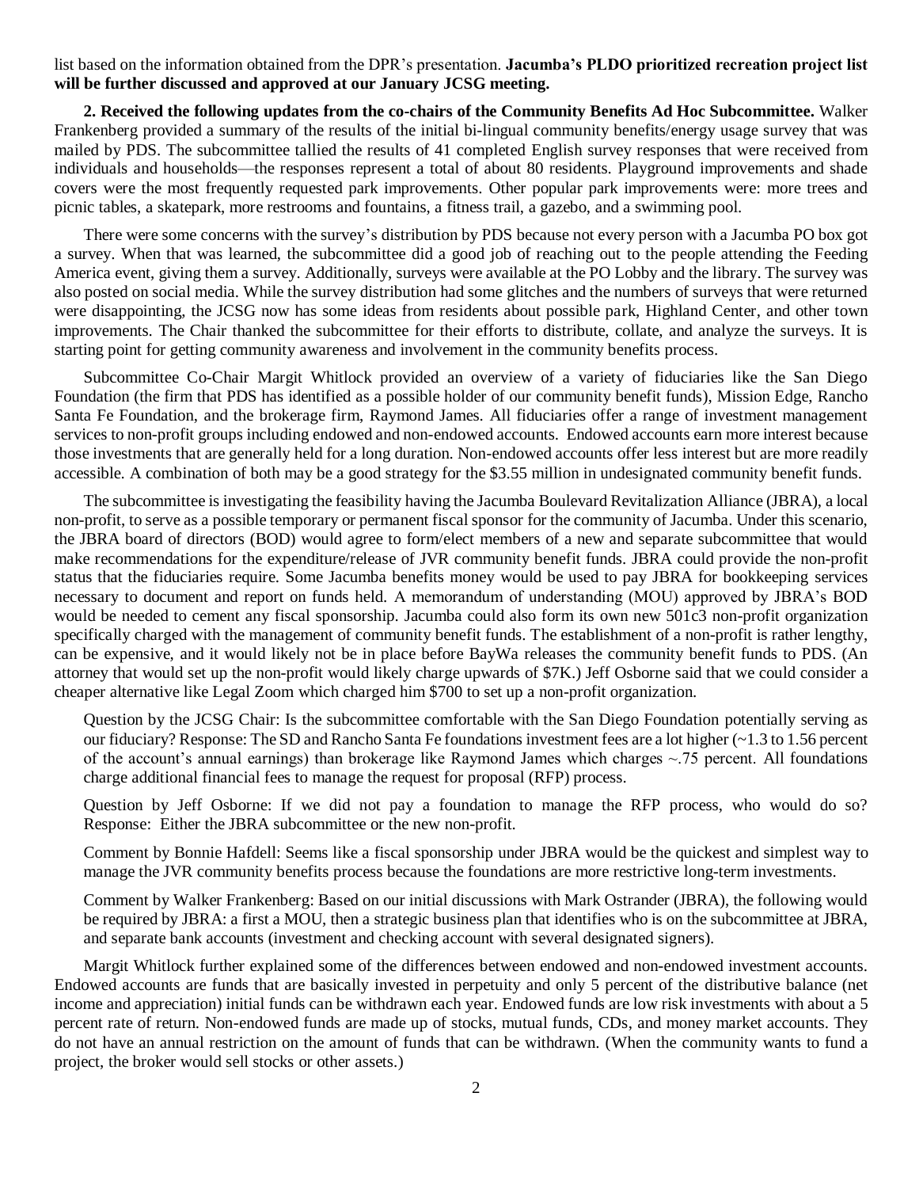list based on the information obtained from the DPR's presentation. **Jacumba's PLDO prioritized recreation project list will be further discussed and approved at our January JCSG meeting.**

**2. Received the following updates from the co-chairs of the Community Benefits Ad Hoc Subcommittee.** Walker Frankenberg provided a summary of the results of the initial bi-lingual community benefits/energy usage survey that was mailed by PDS. The subcommittee tallied the results of 41 completed English survey responses that were received from individuals and households—the responses represent a total of about 80 residents. Playground improvements and shade covers were the most frequently requested park improvements. Other popular park improvements were: more trees and picnic tables, a skatepark, more restrooms and fountains, a fitness trail, a gazebo, and a swimming pool.

There were some concerns with the survey's distribution by PDS because not every person with a Jacumba PO box got a survey. When that was learned, the subcommittee did a good job of reaching out to the people attending the Feeding America event, giving them a survey. Additionally, surveys were available at the PO Lobby and the library. The survey was also posted on social media. While the survey distribution had some glitches and the numbers of surveys that were returned were disappointing, the JCSG now has some ideas from residents about possible park, Highland Center, and other town improvements. The Chair thanked the subcommittee for their efforts to distribute, collate, and analyze the surveys. It is starting point for getting community awareness and involvement in the community benefits process.

Subcommittee Co-Chair Margit Whitlock provided an overview of a variety of fiduciaries like the San Diego Foundation (the firm that PDS has identified as a possible holder of our community benefit funds), Mission Edge, Rancho Santa Fe Foundation, and the brokerage firm, Raymond James. All fiduciaries offer a range of investment management services to non-profit groups including endowed and non-endowed accounts. Endowed accounts earn more interest because those investments that are generally held for a long duration. Non-endowed accounts offer less interest but are more readily accessible. A combination of both may be a good strategy for the $3.55 million in undesignated community benefit funds.

The subcommittee is investigating the feasibility having the Jacumba Boulevard Revitalization Alliance (JBRA), a local non-profit, to serve as a possible temporary or permanent fiscal sponsor for the community of Jacumba. Under this scenario, the JBRA board of directors (BOD) would agree to form/elect members of a new and separate subcommittee that would make recommendations for the expenditure/release of JVR community benefit funds. JBRA could provide the non-profit status that the fiduciaries require. Some Jacumba benefits money would be used to pay JBRA for bookkeeping services necessary to document and report on funds held. A memorandum of understanding (MOU) approved by JBRA's BOD would be needed to cement any fiscal sponsorship. Jacumba could also form its own new 501c3 non-profit organization specifically charged with the management of community benefit funds. The establishment of a non-profit is rather lengthy, can be expensive, and it would likely not be in place before BayWa releases the community benefit funds to PDS. (An attorney that would set up the non-profit would likely charge upwards of $7K.) Jeff Osborne said that we could consider a cheaper alternative like Legal Zoom which charged him $700 to set up a non-profit organization.

Question by the JCSG Chair: Is the subcommittee comfortable with the San Diego Foundation potentially serving as our fiduciary? Response: The SD and Rancho Santa Fe foundations investment fees are a lot higher (~1.3 to 1.56 percent of the account's annual earnings) than brokerage like Raymond James which charges ~.75 percent. All foundations charge additional financial fees to manage the request for proposal (RFP) process.

Question by Jeff Osborne: If we did not pay a foundation to manage the RFP process, who would do so? Response: Either the JBRA subcommittee or the new non-profit.

Comment by Bonnie Hafdell: Seems like a fiscal sponsorship under JBRA would be the quickest and simplest way to manage the JVR community benefits process because the foundations are more restrictive long-term investments.

Comment by Walker Frankenberg: Based on our initial discussions with Mark Ostrander (JBRA), the following would be required by JBRA: a first a MOU, then a strategic business plan that identifies who is on the subcommittee at JBRA, and separate bank accounts (investment and checking account with several designated signers).

Margit Whitlock further explained some of the differences between endowed and non-endowed investment accounts. Endowed accounts are funds that are basically invested in perpetuity and only 5 percent of the distributive balance (net income and appreciation) initial funds can be withdrawn each year. Endowed funds are low risk investments with about a 5 percent rate of return. Non-endowed funds are made up of stocks, mutual funds, CDs, and money market accounts. They do not have an annual restriction on the amount of funds that can be withdrawn. (When the community wants to fund a project, the broker would sell stocks or other assets.)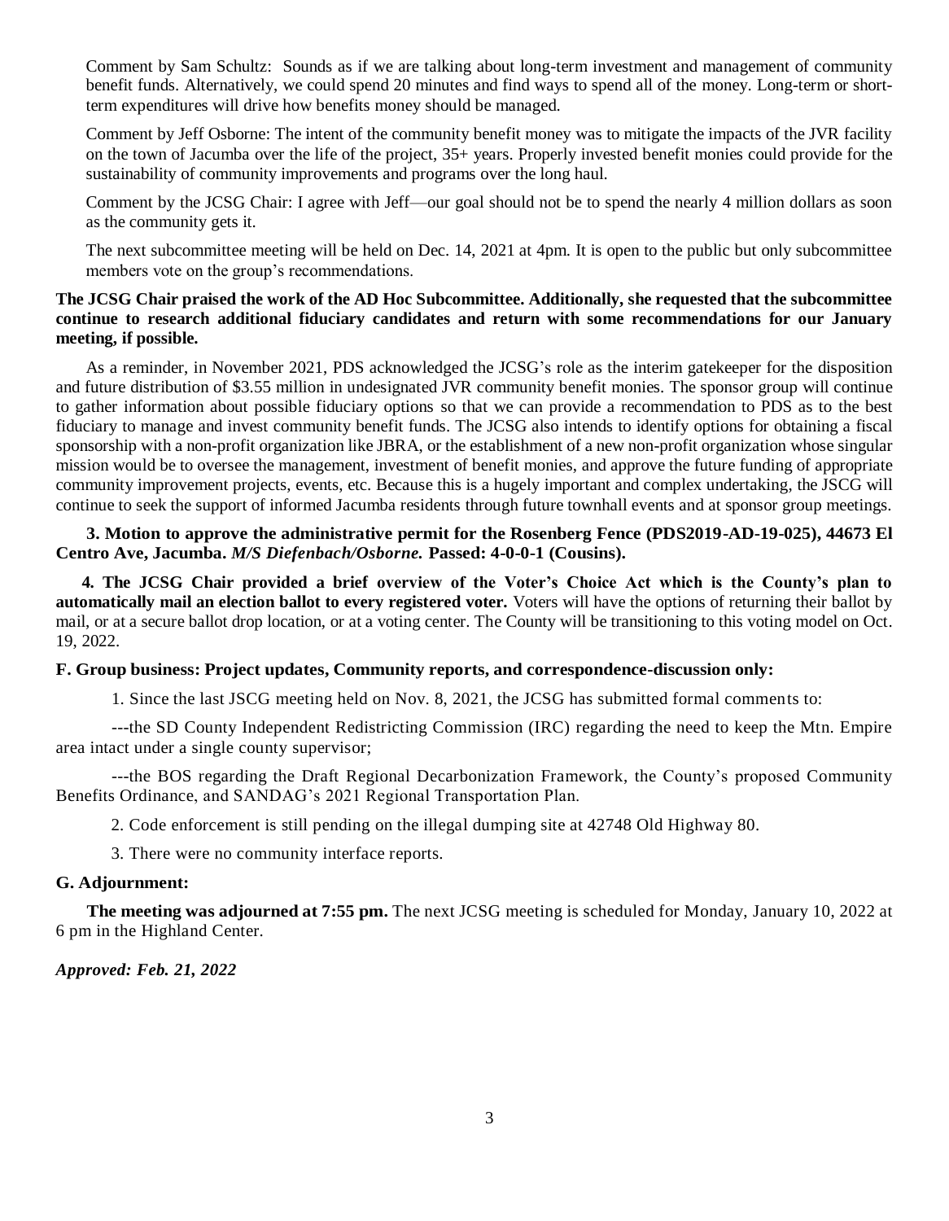Comment by Sam Schultz: Sounds as if we are talking about long-term investment and management of community benefit funds. Alternatively, we could spend 20 minutes and find ways to spend all of the money. Long-term or short-term expenditures will drive how benefits money should be managed.

Comment by Jeff Osborne: The intent of the community benefit money was to mitigate the impacts of the JVR facility on the town of Jacumba over the life of the project, 35+ years. Properly invested benefit monies could provide for the sustainability of community improvements and programs over the long haul.

Comment by the JCSG Chair: I agree with Jeff—our goal should not be to spend the nearly 4 million dollars as soon as the community gets it.

The next subcommittee meeting will be held on Dec. 14, 2021 at 4pm. It is open to the public but only subcommittee members vote on the group's recommendations.

**The JCSG Chair praised the work of the AD Hoc Subcommittee. Additionally, she requested that the subcommittee continue to research additional fiduciary candidates and return with some recommendations for our January meeting, if possible.**

As a reminder, in November 2021, PDS acknowledged the JCSG's role as the interim gatekeeper for the disposition and future distribution of \$3.55 million in undesignated JVR community benefit monies. The sponsor group will continue to gather information about possible fiduciary options so that we can provide a recommendation to PDS as to the best fiduciary to manage and invest community benefit funds. The JCSG also intends to identify options for obtaining a fiscal sponsorship with a non-profit organization like JBRA, or the establishment of a new non-profit organization whose singular mission would be to oversee the management, investment of benefit monies, and approve the future funding of appropriate community improvement projects, events, etc. Because this is a hugely important and complex undertaking, the JSCG will continue to seek the support of informed Jacumba residents through future townhall events and at sponsor group meetings.

**3. Motion to approve the administrative permit for the Rosenberg Fence (PDS2019-AD-19-025), 44673 El Centro Ave, Jacumba.** ***M/S Diefenbach/Osborne.*** **Passed: 4-0-0-1 (Cousins).**

**4. The JCSG Chair provided a brief overview of the Voter's Choice Act which is the County's plan to automatically mail an election ballot to every registered voter.** Voters will have the options of returning their ballot by mail, or at a secure ballot drop location, or at a voting center. The County will be transitioning to this voting model on Oct. 19, 2022.

**F. Group business: Project updates, Community reports, and correspondence-discussion only:**

1. Since the last JSCG meeting held on Nov. 8, 2021, the JCSG has submitted formal comments to:

---the SD County Independent Redistricting Commission (IRC) regarding the need to keep the Mtn. Empire area intact under a single county supervisor;

---the BOS regarding the Draft Regional Decarbonization Framework, the County's proposed Community Benefits Ordinance, and SANDAG's 2021 Regional Transportation Plan.

2. Code enforcement is still pending on the illegal dumping site at 42748 Old Highway 80.

3. There were no community interface reports.

**G. Adjournment:**

**The meeting was adjourned at 7:55 pm.** The next JCSG meeting is scheduled for Monday, January 10, 2022 at 6 pm in the Highland Center.

***Approved: Feb. 21, 2022***